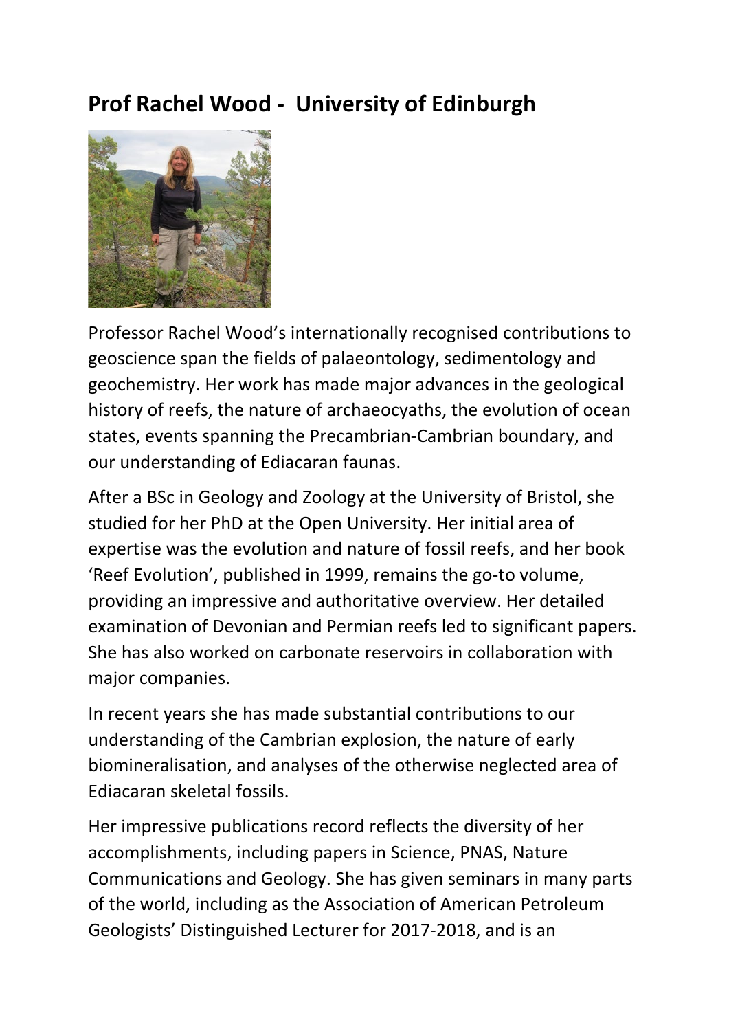## Prof Rachel Wood - University of Edinburgh

Professor Rachel Wood's internationally recognised contributions to geoscience span the fields of palaeontology, sedimentology and geochemistry. Her work has made major advances in the geological history of reefs, the nature of archaeocyaths, the evolution of ocean states, events spanning the Precambrian-Cambrian boundary, and our understanding of Ediacaran faunas.

After a BSc in Geology and Zoology at the University of Bristol, she studied for her PhD at the Open University. Her initial area of expertise was the evolution and nature of fossil reefs, and her book 'Reef Evolution', published in 1999, remains the go-to volume, providing an impressive and authoritative overview. Her detailed examination of Devonian and Permian reefs led to significant papers. She has also worked on carbonate reservoirs in collaboration with major companies.

In recent years she has made substantial contributions to our understanding of the Cambrian explosion, the nature of early biomineralisation, and analyses of the otherwise neglected area of Ediacaran skeletal fossils.

Her impressive publications record reflects the diversity of her accomplishments, including papers in Science, PNAS, Nature Communications and Geology. She has given seminars in many parts of the world, including as the Association of American Petroleum Geologists' Distinguished Lecturer for 2017-2018, and is an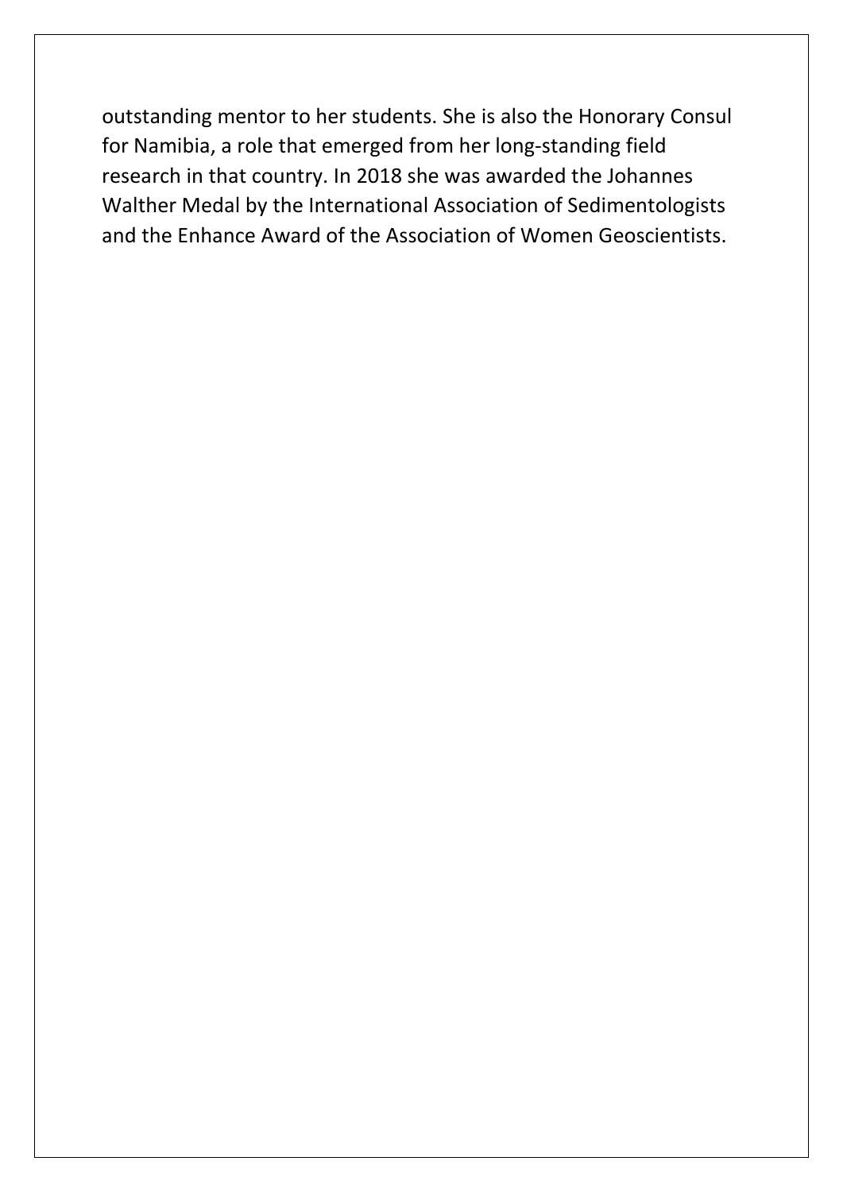outstanding mentor to her students. She is also the Honorary Consul for Namibia, a role that emerged from her long-standing field research in that country. In 2018 she was awarded the Johannes Walther Medal by the International Association of Sedimentologists and the Enhance Award of the Association of Women Geoscientists.